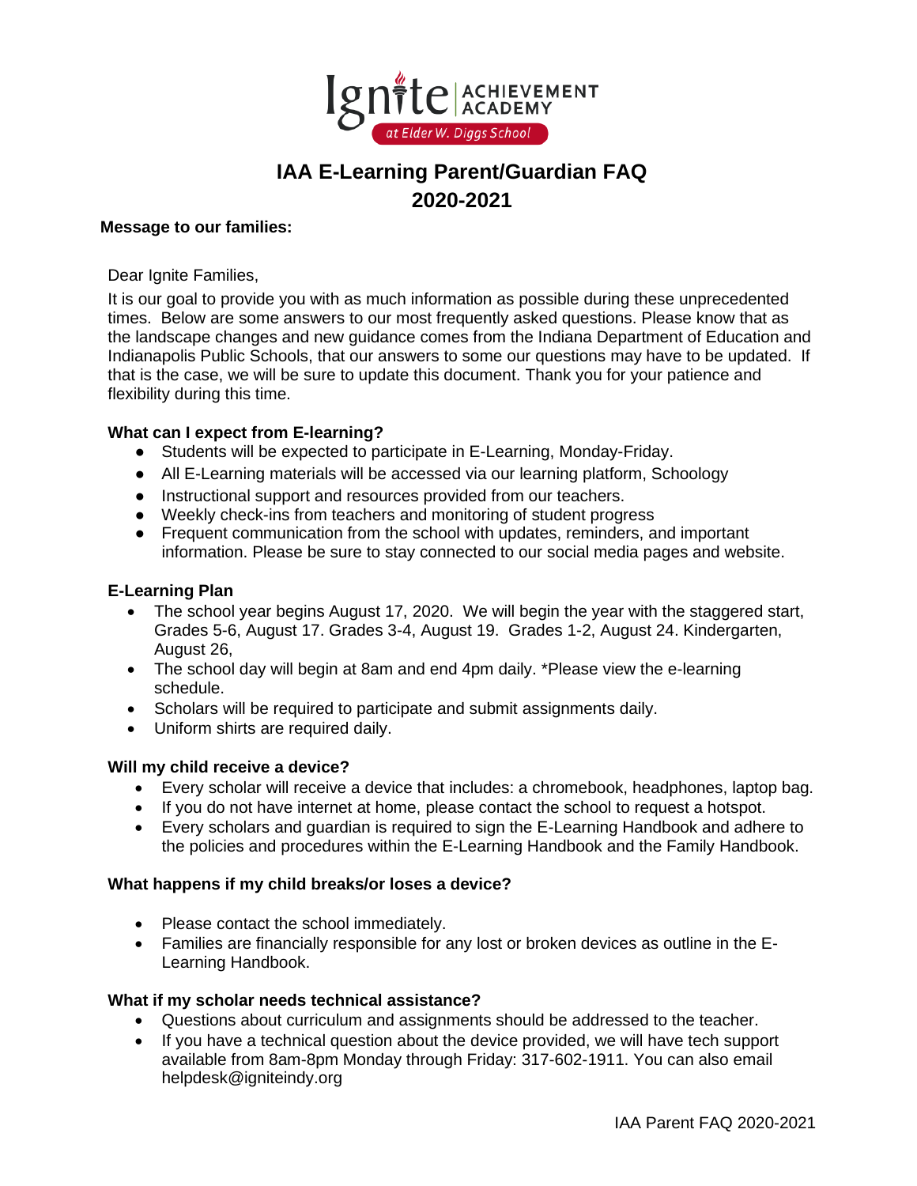# IAA E-Learning Parent/Guardian FAQ 2020-2021

**Message to our families:**

Dear Ignite Families,

It is our goal to provide you with as much information as possible during these unprecedented times. Below are some answers to our most frequently asked questions. Please know that as the landscape changes and new guidance comes from the Indiana Department of Education and Indianapolis Public Schools, that our answers to some our questions may have to be updated. If that is the case, we will be sure to update this document. Thank you for your patience and flexibility during this time.

### What can I expect from E-learning?

- Students will be expected to participate in E-Learning, Monday-Friday.
- All E-Learning materials will be accessed via our learning platform, Schoology
- Instructional support and resources provided from our teachers.
- Weekly check-ins from teachers and monitoring of student progress
- Frequent communication from the school with updates, reminders, and important information. Please be sure to stay connected to our social media pages and website.

### E-Learning Plan

- The school year begins August 17, 2020. We will begin the year with the staggered start, Grades 5-6, August 17. Grades 3-4, August 19. Grades 1-2, August 24. Kindergarten, August 26,
- The school day will begin at 8am and end 4pm daily. *Please view the e-learning schedule.
- Scholars will be required to participate and submit assignments daily.
- Uniform shirts are required daily.

### Will my child receive a device?

- Every scholar will receive a device that includes: a chromebook, headphones, laptop bag.
- If you do not have internet at home, please contact the school to request a hotspot.
- Every scholars and guardian is required to sign the E-Learning Handbook and adhere to the policies and procedures within the E-Learning Handbook and the Family Handbook.

### What happens if my child breaks/or loses a device?

- Please contact the school immediately.
- Families are financially responsible for any lost or broken devices as outline in the E-Learning Handbook.

### What if my scholar needs technical assistance?

- Questions about curriculum and assignments should be addressed to the teacher.
- If you have a technical question about the device provided, we will have tech support available from 8am-8pm Monday through Friday: 317-602-1911. You can also email helpdesk@igniteindy.org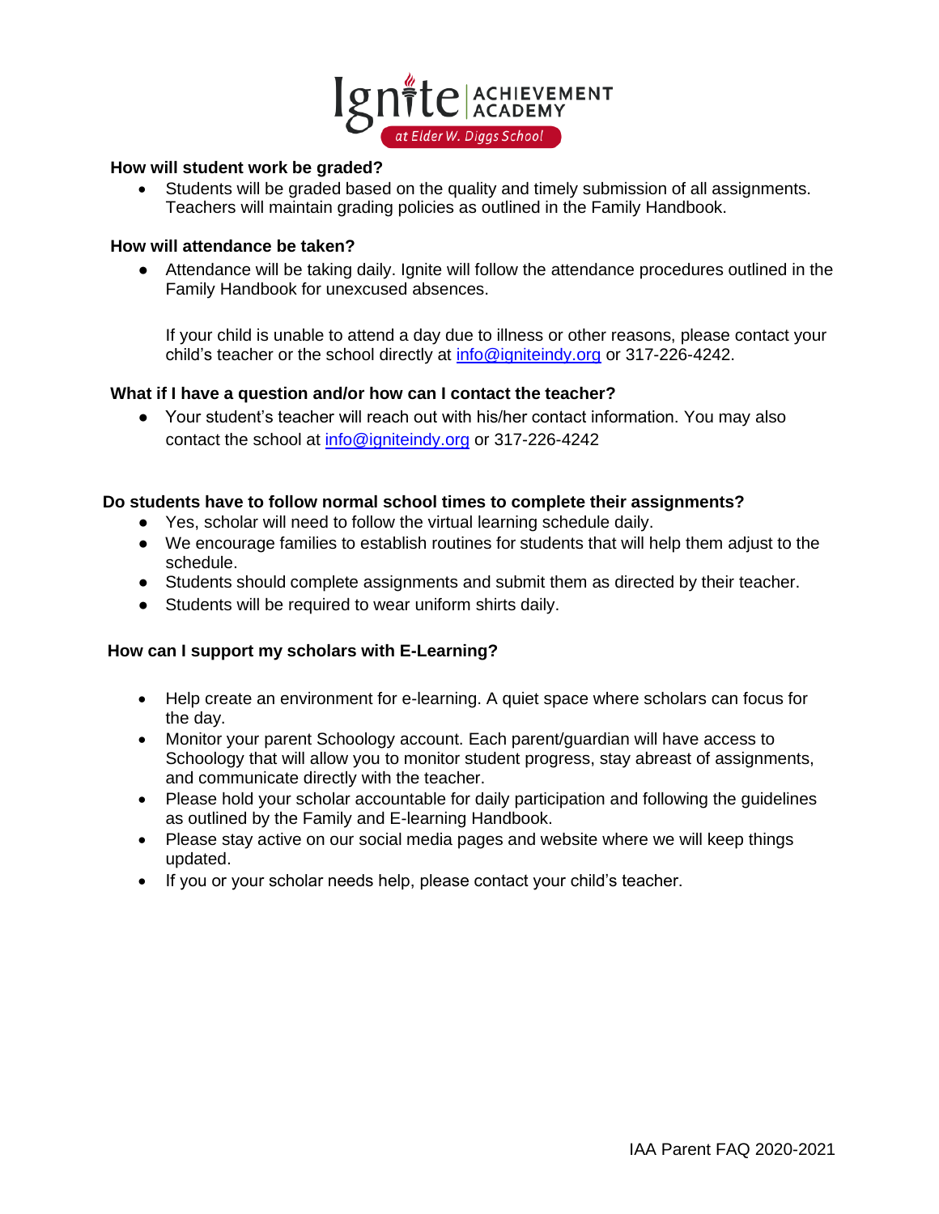**How will student work be graded?**

- Students will be graded based on the quality and timely submission of all assignments. Teachers will maintain grading policies as outlined in the Family Handbook.

**How will attendance be taken?**

- Attendance will be taking daily. Ignite will follow the attendance procedures outlined in the Family Handbook for unexcused absences.

  If your child is unable to attend a day due to illness or other reasons, please contact your child's teacher or the school directly at info@igniteindy.org or 317-226-4242.

**What if I have a question and/or how can I contact the teacher?**

- Your student's teacher will reach out with his/her contact information. You may also contact the school at info@igniteindy.org or 317-226-4242

**Do students have to follow normal school times to complete their assignments?**

- Yes, scholar will need to follow the virtual learning schedule daily.
- We encourage families to establish routines for students that will help them adjust to the schedule.
- Students should complete assignments and submit them as directed by their teacher.
- Students will be required to wear uniform shirts daily.

**How can I support my scholars with E-Learning?**

- Help create an environment for e-learning. A quiet space where scholars can focus for the day.
- Monitor your parent Schoology account. Each parent/guardian will have access to Schoology that will allow you to monitor student progress, stay abreast of assignments, and communicate directly with the teacher.
- Please hold your scholar accountable for daily participation and following the guidelines as outlined by the Family and E-learning Handbook.
- Please stay active on our social media pages and website where we will keep things updated.
- If you or your scholar needs help, please contact your child's teacher.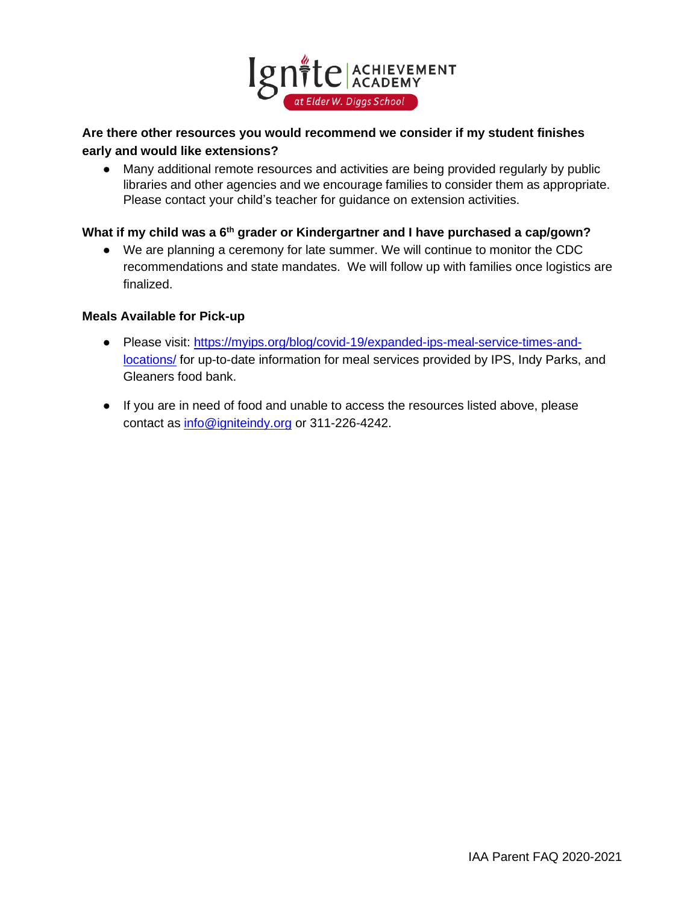**Are there other resources you would recommend we consider if my student finishes early and would like extensions?**

- Many additional remote resources and activities are being provided regularly by public libraries and other agencies and we encourage families to consider them as appropriate. Please contact your child's teacher for guidance on extension activities.

**What if my child was a 6th grader or Kindergartner and I have purchased a cap/gown?**

- We are planning a ceremony for late summer. We will continue to monitor the CDC recommendations and state mandates. We will follow up with families once logistics are finalized.

**Meals Available for Pick-up**

- Please visit: https://myips.org/blog/covid-19/expanded-ips-meal-service-times-and-locations/ for up-to-date information for meal services provided by IPS, Indy Parks, and Gleaners food bank.

- If you are in need of food and unable to access the resources listed above, please contact as info@igniteindy.org or 311-226-4242.